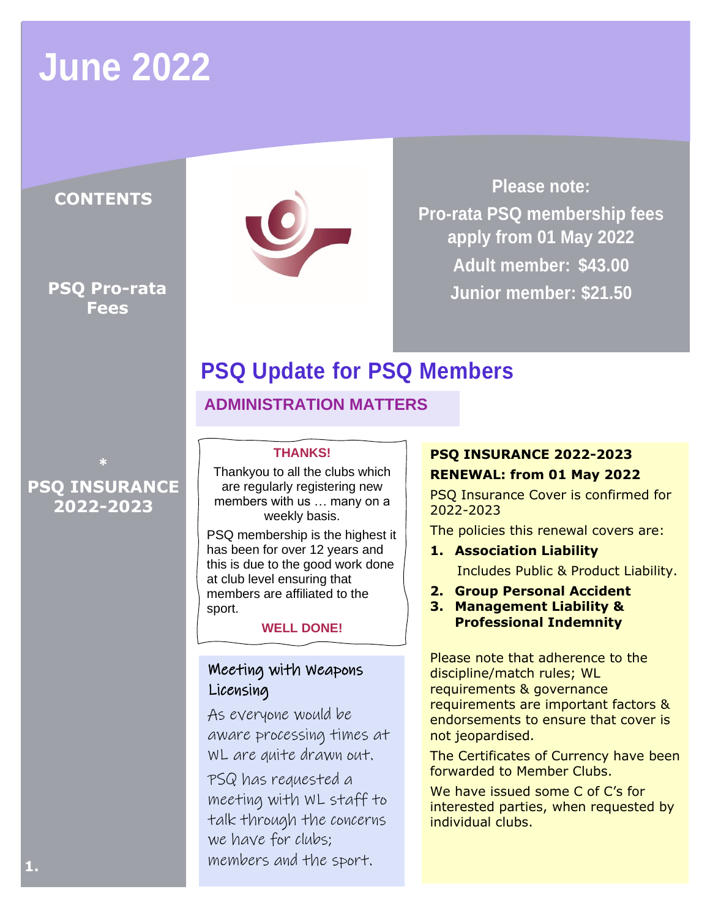# June 2022

**CONTENTS**

**PSQ Pro-rata Fees**

*

**PSQ INSURANCE 2022-2023**

**Please note:**

**Pro-rata PSQ membership fees apply from 01 May 2022**

**Adult member: $43.00**

**Junior member: $21.50**

## PSQ Update for PSQ Members

### ADMINISTRATION MATTERS

**THANKS!**

Thankyou to all the clubs which are regularly registering new members with us … many on a weekly basis.

PSQ membership is the highest it has been for over 12 years and this is due to the good work done at club level ensuring that members are affiliated to the sport.

**WELL DONE!**

### Meeting with Weapons Licensing

As everyone would be aware processing times at WL are quite drawn out.

PSQ has requested a meeting with WL staff to talk through the concerns we have for clubs; members and the sport.

**PSQ INSURANCE 2022-2023**

**RENEWAL: from 01 May 2022**

PSQ Insurance Cover is confirmed for 2022-2023

The policies this renewal covers are:

1. **Association Liability**

   Includes Public & Product Liability.

2. **Group Personal Accident**
3. **Management Liability & Professional Indemnity**

Please note that adherence to the discipline/match rules; WL requirements & governance requirements are important factors & endorsements to ensure that cover is not jeopardised.

The Certificates of Currency have been forwarded to Member Clubs.

We have issued some C of C's for interested parties, when requested by individual clubs.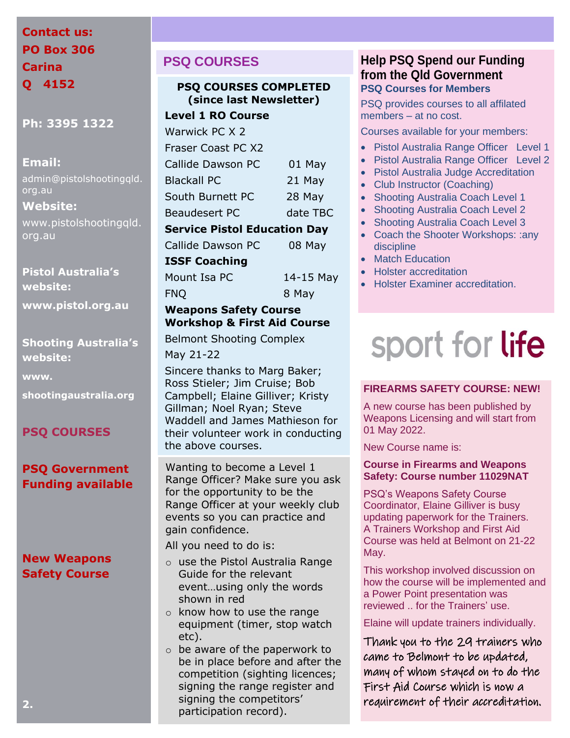**Contact us:**
**PO Box 306**
**Carina**
**Q 4152**

**Ph: 3395 1322**

**Email:**
admin@pistolshootingqld.org.au

**Website:**
www.pistolshootingqld.org.au

**Pistol Australia's website:**
**www.pistol.org.au**

**Shooting Australia's website:**
**www.shootingaustralia.org**

**PSQ COURSES**

**PSQ Government Funding available**

**New Weapons Safety Course**

## PSQ COURSES

### PSQ COURSES COMPLETED (since last Newsletter)

**Level 1 RO Course**

| | |
|---|---|
| Warwick PC X 2 | |
| Fraser Coast PC X2 | |
| Callide Dawson PC | 01 May |
| Blackall PC | 21 May |
| South Burnett PC | 28 May |
| Beaudesert PC | date TBC |

**Service Pistol Education Day**

| | |
|---|---|
| Callide Dawson PC | 08 May |

**ISSF Coaching**

| | |
|---|---|
| Mount Isa PC | 14-15 May |
| FNQ | 8 May |

**Weapons Safety Course Workshop & First Aid Course**

Belmont Shooting Complex
May 21-22

Sincere thanks to Marg Baker; Ross Stieler; Jim Cruise; Bob Campbell; Elaine Gilliver; Kristy Gillman; Noel Ryan; Steve Waddell and James Mathieson for their volunteer work in conducting the above courses.

Wanting to become a Level 1 Range Officer? Make sure you ask for the opportunity to be the Range Officer at your weekly club events so you can practice and gain confidence.

All you need to do is:

- use the Pistol Australia Range Guide for the relevant event…using only the words shown in red
- know how to use the range equipment (timer, stop watch etc).
- be aware of the paperwork to be in place before and after the competition (sighting licences; signing the range register and signing the competitors' participation record).

## Help PSQ Spend our Funding from the Qld Government

**PSQ Courses for Members**

PSQ provides courses to all affilated members – at no cost.

Courses available for your members:

- Pistol Australia Range Officer Level 1
- Pistol Australia Range Officer Level 2
- Pistol Australia Judge Accreditation
- Club Instructor (Coaching)
- Shooting Australia Coach Level 1
- Shooting Australia Coach Level 2
- Shooting Australia Coach Level 3
- Coach the Shooter Workshops: :any discipline
- Match Education
- Holster accreditation
- Holster Examiner accreditation.

sport for life

### FIREARMS SAFETY COURSE: NEW!

A new course has been published by Weapons Licensing and will start from 01 May 2022.

New Course name is:

**Course in Firearms and Weapons Safety: Course number 11029NAT**

PSQ's Weapons Safety Course Coordinator, Elaine Gilliver is busy updating paperwork for the Trainers. A Trainers Workshop and First Aid Course was held at Belmont on 21-22 May.

This workshop involved discussion on how the course will be implemented and a Power Point presentation was reviewed .. for the Trainers' use.

Elaine will update trainers individually.

Thank you to the 29 trainers who came to Belmont to be updated, many of whom stayed on to do the First Aid Course which is now a requirement of their accreditation.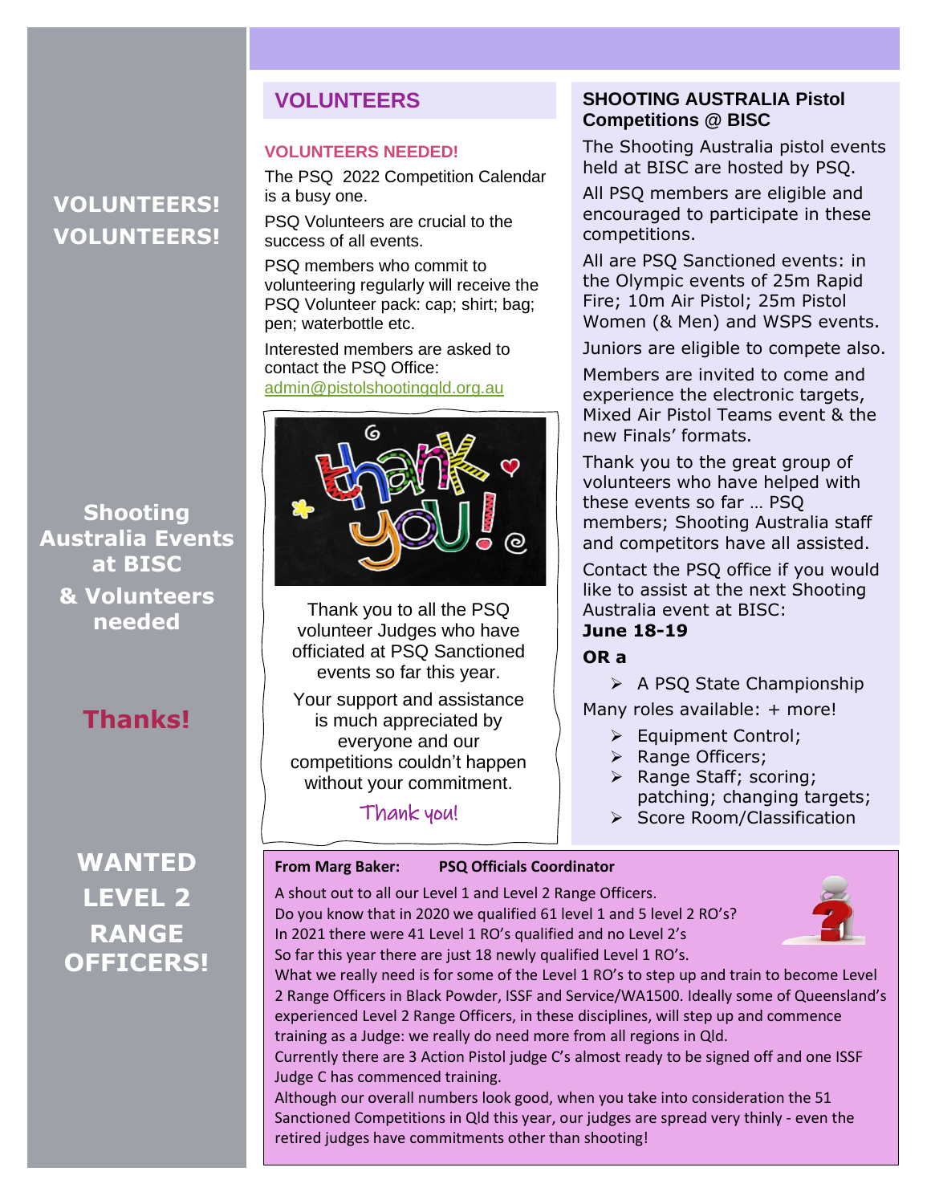**VOLUNTEERS! VOLUNTEERS!**

**Shooting Australia Events at BISC**

**& Volunteers needed**

**Thanks!**

**WANTED LEVEL 2 RANGE OFFICERS!**

## VOLUNTEERS

### VOLUNTEERS NEEDED!

The PSQ 2022 Competition Calendar is a busy one.

PSQ Volunteers are crucial to the success of all events.

PSQ members who commit to volunteering regularly will receive the PSQ Volunteer pack: cap; shirt; bag; pen; waterbottle etc.

Interested members are asked to contact the PSQ Office: admin@pistolshootingqld.org.au

Thank you to all the PSQ volunteer Judges who have officiated at PSQ Sanctioned events so far this year.

Your support and assistance is much appreciated by everyone and our competitions couldn't happen without your commitment.

Thank you!

## SHOOTING AUSTRALIA Pistol Competitions @ BISC

The Shooting Australia pistol events held at BISC are hosted by PSQ.

All PSQ members are eligible and encouraged to participate in these competitions.

All are PSQ Sanctioned events: in the Olympic events of 25m Rapid Fire; 10m Air Pistol; 25m Pistol Women (& Men) and WSPS events.

Juniors are eligible to compete also.

Members are invited to come and experience the electronic targets, Mixed Air Pistol Teams event & the new Finals' formats.

Thank you to the great group of volunteers who have helped with these events so far … PSQ members; Shooting Australia staff and competitors have all assisted.

Contact the PSQ office if you would like to assist at the next Shooting Australia event at BISC:
**June 18-19**

**OR a**

- A PSQ State Championship

Many roles available: + more!

- Equipment Control;
- Range Officers;
- Range Staff; scoring; patching; changing targets;
- Score Room/Classification

**From Marg Baker: PSQ Officials Coordinator**

A shout out to all our Level 1 and Level 2 Range Officers.
Do you know that in 2020 we qualified 61 level 1 and 5 level 2 RO's?
In 2021 there were 41 Level 1 RO's qualified and no Level 2's
So far this year there are just 18 newly qualified Level 1 RO's.
What we really need is for some of the Level 1 RO's to step up and train to become Level 2 Range Officers in Black Powder, ISSF and Service/WA1500. Ideally some of Queensland's experienced Level 2 Range Officers, in these disciplines, will step up and commence training as a Judge: we really do need more from all regions in Qld.
Currently there are 3 Action Pistol judge C's almost ready to be signed off and one ISSF Judge C has commenced training.
Although our overall numbers look good, when you take into consideration the 51 Sanctioned Competitions in Qld this year, our judges are spread very thinly - even the retired judges have commitments other than shooting!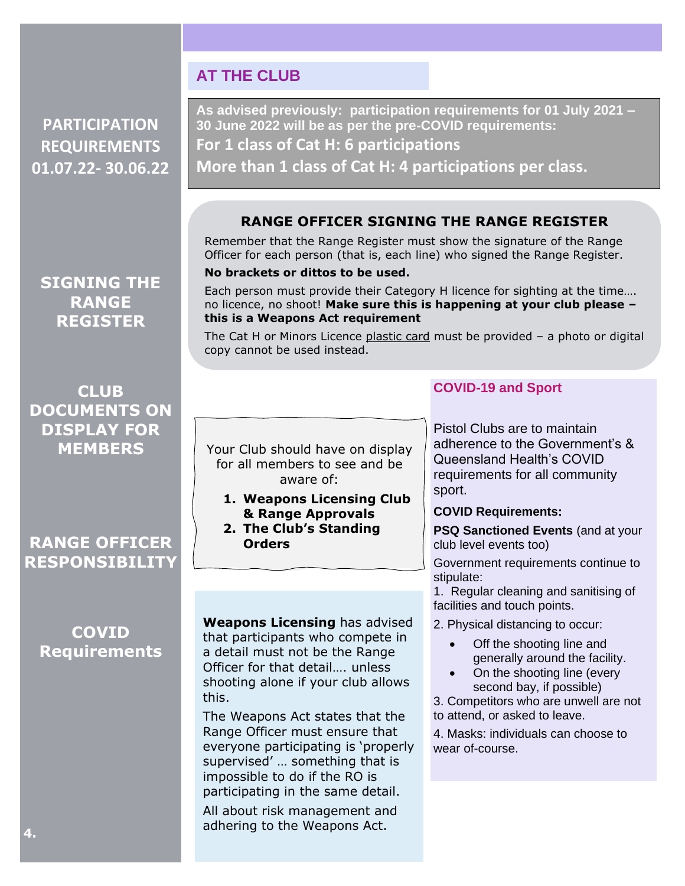## AT THE CLUB

### PARTICIPATION REQUIREMENTS 01.07.22- 30.06.22

**As advised previously: participation requirements for 01 July 2021 – 30 June 2022 will be as per the pre-COVID requirements:**

**For 1 class of Cat H: 6 participations**

**More than 1 class of Cat H: 4 participations per class.**

### SIGNING THE RANGE REGISTER

#### RANGE OFFICER SIGNING THE RANGE REGISTER

Remember that the Range Register must show the signature of the Range Officer for each person (that is, each line) who signed the Range Register.

**No brackets or dittos to be used.**

Each person must provide their Category H licence for sighting at the time…. no licence, no shoot! **Make sure this is happening at your club please – this is a Weapons Act requirement**

The Cat H or Minors Licence plastic card must be provided – a photo or digital copy cannot be used instead.

### CLUB DOCUMENTS ON DISPLAY FOR MEMBERS

Your Club should have on display for all members to see and be aware of:

1. **Weapons Licensing Club & Range Approvals**
2. **The Club's Standing Orders**

### RANGE OFFICER RESPONSIBILITY

**Weapons Licensing** has advised that participants who compete in a detail must not be the Range Officer for that detail…. unless shooting alone if your club allows this.

The Weapons Act states that the Range Officer must ensure that everyone participating is 'properly supervised' … something that is impossible to do if the RO is participating in the same detail.

All about risk management and adhering to the Weapons Act.

### COVID Requirements

#### COVID-19 and Sport

Pistol Clubs are to maintain adherence to the Government's & Queensland Health's COVID requirements for all community sport.

**COVID Requirements:**

**PSQ Sanctioned Events** (and at your club level events too)

Government requirements continue to stipulate:

1. Regular cleaning and sanitising of facilities and touch points.
2. Physical distancing to occur:
   - Off the shooting line and generally around the facility.
   - On the shooting line (every second bay, if possible)
3. Competitors who are unwell are not to attend, or asked to leave.
4. Masks: individuals can choose to wear of-course.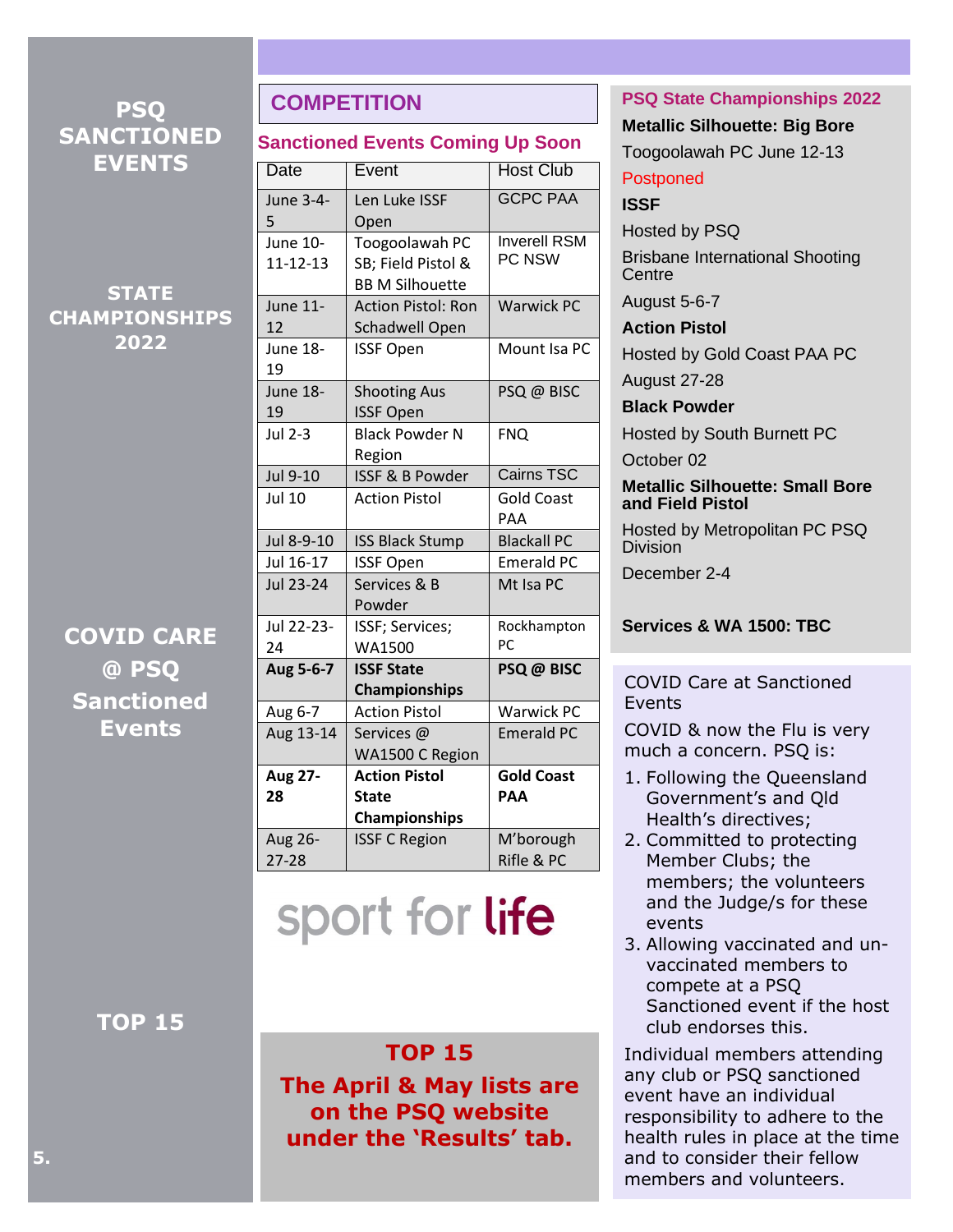PSQ SANCTIONED EVENTS

STATE CHAMPIONSHIPS 2022

COVID CARE @ PSQ Sanctioned Events

TOP 15

## COMPETITION

### Sanctioned Events Coming Up Soon

| Date | Event | Host Club |
|---|---|---|
| June 3-4-5 | Len Luke ISSF Open | GCPC PAA |
| June 10-11-12-13 | Toogoolawah PC SB; Field Pistol & BB M Silhouette | Inverell RSM PC NSW |
| June 11-12 | Action Pistol: Ron Schadwell Open | Warwick PC |
| June 18-19 | ISSF Open | Mount Isa PC |
| June 18-19 | Shooting Aus ISSF Open | PSQ @ BISC |
| Jul 2-3 | Black Powder N Region | FNQ |
| Jul 9-10 | ISSF & B Powder | Cairns TSC |
| Jul 10 | Action Pistol | Gold Coast PAA |
| Jul 8-9-10 | ISS Black Stump | Blackall PC |
| Jul 16-17 | ISSF Open | Emerald PC |
| Jul 23-24 | Services & B Powder | Mt Isa PC |
| Jul 22-23-24 | ISSF; Services; WA1500 | Rockhampton PC |
| **Aug 5-6-7** | **ISSF State Championships** | **PSQ @ BISC** |
| Aug 6-7 | Action Pistol | Warwick PC |
| Aug 13-14 | Services @ WA1500 C Region | Emerald PC |
| **Aug 27-28** | **Action Pistol State Championships** | **Gold Coast PAA** |
| Aug 26-27-28 | ISSF C Region | M'borough Rifle & PC |

sport for life

### TOP 15

**The April & May lists are on the PSQ website under the 'Results' tab.**

### PSQ State Championships 2022

**Metallic Silhouette: Big Bore**

Toogoolawah PC June 12-13

Postponed

**ISSF**

Hosted by PSQ

Brisbane International Shooting Centre

August 5-6-7

**Action Pistol**

Hosted by Gold Coast PAA PC

August 27-28

**Black Powder**

Hosted by South Burnett PC

October 02

**Metallic Silhouette: Small Bore and Field Pistol**

Hosted by Metropolitan PC PSQ Division

December 2-4

**Services & WA 1500: TBC**

COVID Care at Sanctioned Events

COVID & now the Flu is very much a concern. PSQ is:

1. Following the Queensland Government's and Qld Health's directives;
2. Committed to protecting Member Clubs; the members; the volunteers and the Judge/s for these events
3. Allowing vaccinated and un-vaccinated members to compete at a PSQ Sanctioned event if the host club endorses this.

Individual members attending any club or PSQ sanctioned event have an individual responsibility to adhere to the health rules in place at the time and to consider their fellow members and volunteers.